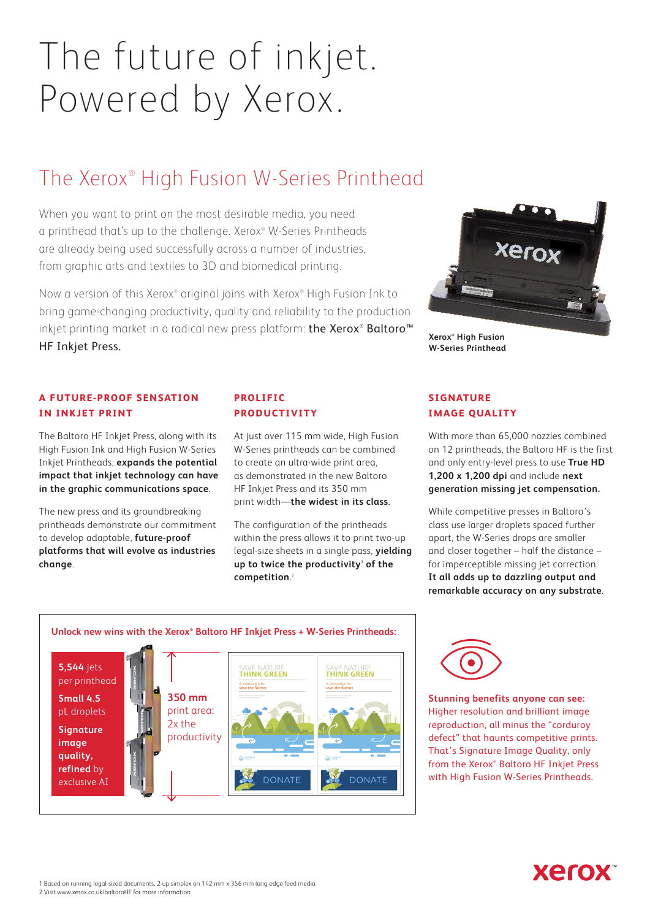# The future of inkjet. Powered by Xerox.

## The Xerox® High Fusion W-Series Printhead

When you want to print on the most desirable media, you need a printhead that's up to the challenge. Xerox® W-Series Printheads are already being used successfully across a number of industries, from graphic arts and textiles to 3D and biomedical printing.

Now a version of this Xerox® original joins with Xerox® High Fusion Ink to bring game-changing productivity, quality and reliability to the production inkjet printing market in a radical new press platform: **the Xerox® Baltoro™ HF Inkjet Press.**

**Xerox® High Fusion W-Series Printhead**

### A FUTURE-PROOF SENSATION IN INKJET PRINT

The Baltoro HF Inkjet Press, along with its High Fusion Ink and High Fusion W-Series Inkjet Printheads, **expands the potential impact that inkjet technology can have in the graphic communications space**.

The new press and its groundbreaking printheads demonstrate our commitment to develop adaptable, **future-proof platforms that will evolve as industries change**.

### PROLIFIC PRODUCTIVITY

At just over 115 mm wide, High Fusion W-Series printheads can be combined to create an ultra-wide print area, as demonstrated in the new Baltoro HF Inkjet Press and its 350 mm print width—**the widest in its class**.

The configuration of the printheads within the press allows it to print two-up legal-size sheets in a single pass, **yielding up to twice the productivity[1] of the competition**.[2]

### SIGNATURE IMAGE QUALITY

With more than 65,000 nozzles combined on 12 printheads, the Baltoro HF is the first and only entry-level press to use **True HD 1,200 x 1,200 dpi** and include **next generation missing jet compensation.**

While competitive presses in Baltoro's class use larger droplets spaced further apart, the W-Series drops are smaller and closer together – half the distance – for imperceptible missing jet correction. **It all adds up to dazzling output and remarkable accuracy on any substrate**.

**Unlock new wins with the Xerox® Baltoro HF Inkjet Press + W-Series Printheads:**

- **5,544** jets per printhead
- **Small 4.5** pL droplets
- **Signature image quality,** refined by exclusive AI

**350 mm** print area: 2x the productivity

**Stunning benefits anyone can see:** Higher resolution and brilliant image reproduction, all minus the "corduroy defect" that haunts competitive prints. That's Signature Image Quality, only from the Xerox® Baltoro HF Inkjet Press with High Fusion W-Series Printheads.

1 Based on running legal-sized documents, 2-up simplex on 142 mm x 356 mm long-edge feed media
2 Visit www.xerox.co.uk/baltoroHF for more information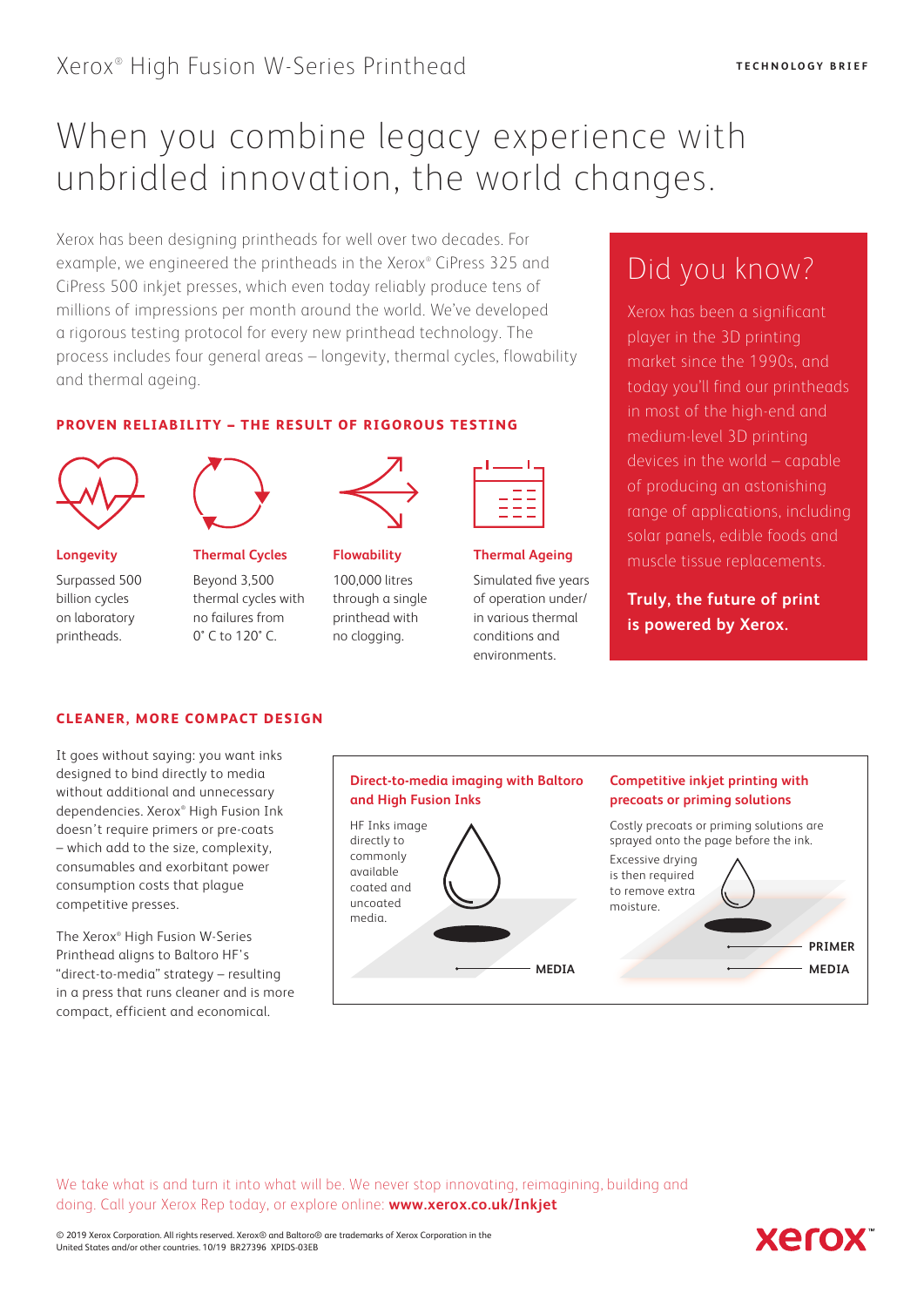Xerox® High Fusion W-Series Printhead

TECHNOLOGY BRIEF

# When you combine legacy experience with unbridled innovation, the world changes.

Xerox has been designing printheads for well over two decades. For example, we engineered the printheads in the Xerox® CiPress 325 and CiPress 500 inkjet presses, which even today reliably produce tens of millions of impressions per month around the world. We've developed a rigorous testing protocol for every new printhead technology. The process includes four general areas – longevity, thermal cycles, flowability and thermal ageing.

## PROVEN RELIABILITY – THE RESULT OF RIGOROUS TESTING

**Longevity**

Surpassed 500 billion cycles on laboratory printheads.

**Thermal Cycles**

Beyond 3,500 thermal cycles with no failures from 0° C to 120° C.

**Flowability**

100,000 litres through a single printhead with no clogging.

**Thermal Ageing**

Simulated five years of operation under/in various thermal conditions and environments.

## Did you know?

Xerox has been a significant player in the 3D printing market since the 1990s, and today you'll find our printheads in most of the high-end and medium-level 3D printing devices in the world – capable of producing an astonishing range of applications, including solar panels, edible foods and muscle tissue replacements.

**Truly, the future of print is powered by Xerox.**

## CLEANER, MORE COMPACT DESIGN

It goes without saying: you want inks designed to bind directly to media without additional and unnecessary dependencies. Xerox® High Fusion Ink doesn't require primers or pre-coats – which add to the size, complexity, consumables and exorbitant power consumption costs that plague competitive presses.

The Xerox® High Fusion W-Series Printhead aligns to Baltoro HF's "direct-to-media" strategy – resulting in a press that runs cleaner and is more compact, efficient and economical.

**Direct-to-media imaging with Baltoro and High Fusion Inks**

HF Inks image directly to commonly available coated and uncoated media.

MEDIA

**Competitive inkjet printing with precoats or priming solutions**

Costly precoats or priming solutions are sprayed onto the page before the ink.

Excessive drying is then required to remove extra moisture.

PRIMER

MEDIA

We take what is and turn it into what will be. We never stop innovating, reimagining, building and doing. Call your Xerox Rep today, or explore online: **www.xerox.co.uk/Inkjet**

© 2019 Xerox Corporation. All rights reserved. Xerox® and Baltoro® are trademarks of Xerox Corporation in the United States and/or other countries. 10/19 BR27396 XPIDS-03EB

xerox™